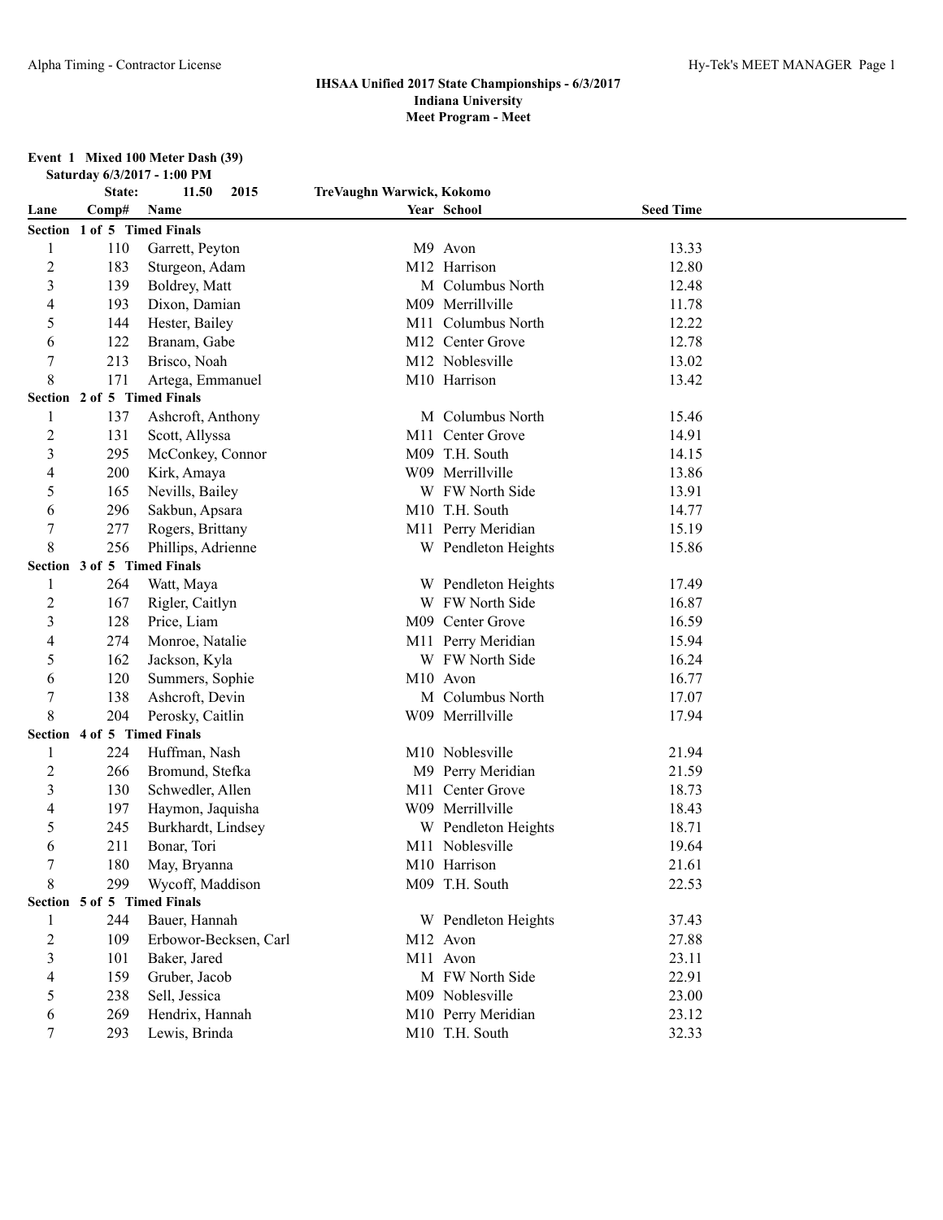### IHSAA Unified 2017 State Championships - 6/3/2017
### Indiana University
### Meet Program - Meet

**Event 1 Mixed 100 Meter Dash (39)**
**Saturday 6/3/2017 - 1:00 PM**

**State: 11.50 2015 TreVaughn Warwick, Kokomo**

| Lane | Comp# | Name | Year | School | Seed Time |
|---|---|---|---|---|---|
| **Section 1 of 5 Timed Finals** | | | | | |
| 1 | 110 | Garrett, Peyton | M9 | Avon | 13.33 |
| 2 | 183 | Sturgeon, Adam | M12 | Harrison | 12.80 |
| 3 | 139 | Boldrey, Matt | M | Columbus North | 12.48 |
| 4 | 193 | Dixon, Damian | M09 | Merrillville | 11.78 |
| 5 | 144 | Hester, Bailey | M11 | Columbus North | 12.22 |
| 6 | 122 | Branam, Gabe | M12 | Center Grove | 12.78 |
| 7 | 213 | Brisco, Noah | M12 | Noblesville | 13.02 |
| 8 | 171 | Artega, Emmanuel | M10 | Harrison | 13.42 |
| **Section 2 of 5 Timed Finals** | | | | | |
| 1 | 137 | Ashcroft, Anthony | M | Columbus North | 15.46 |
| 2 | 131 | Scott, Allyssa | M11 | Center Grove | 14.91 |
| 3 | 295 | McConkey, Connor | M09 | T.H. South | 14.15 |
| 4 | 200 | Kirk, Amaya | W09 | Merrillville | 13.86 |
| 5 | 165 | Nevills, Bailey | W | FW North Side | 13.91 |
| 6 | 296 | Sakbun, Apsara | M10 | T.H. South | 14.77 |
| 7 | 277 | Rogers, Brittany | M11 | Perry Meridian | 15.19 |
| 8 | 256 | Phillips, Adrienne | W | Pendleton Heights | 15.86 |
| **Section 3 of 5 Timed Finals** | | | | | |
| 1 | 264 | Watt, Maya | W | Pendleton Heights | 17.49 |
| 2 | 167 | Rigler, Caitlyn | W | FW North Side | 16.87 |
| 3 | 128 | Price, Liam | M09 | Center Grove | 16.59 |
| 4 | 274 | Monroe, Natalie | M11 | Perry Meridian | 15.94 |
| 5 | 162 | Jackson, Kyla | W | FW North Side | 16.24 |
| 6 | 120 | Summers, Sophie | M10 | Avon | 16.77 |
| 7 | 138 | Ashcroft, Devin | M | Columbus North | 17.07 |
| 8 | 204 | Perosky, Caitlin | W09 | Merrillville | 17.94 |
| **Section 4 of 5 Timed Finals** | | | | | |
| 1 | 224 | Huffman, Nash | M10 | Noblesville | 21.94 |
| 2 | 266 | Bromund, Stefka | M9 | Perry Meridian | 21.59 |
| 3 | 130 | Schwedler, Allen | M11 | Center Grove | 18.73 |
| 4 | 197 | Haymon, Jaquisha | W09 | Merrillville | 18.43 |
| 5 | 245 | Burkhardt, Lindsey | W | Pendleton Heights | 18.71 |
| 6 | 211 | Bonar, Tori | M11 | Noblesville | 19.64 |
| 7 | 180 | May, Bryanna | M10 | Harrison | 21.61 |
| 8 | 299 | Wycoff, Maddison | M09 | T.H. South | 22.53 |
| **Section 5 of 5 Timed Finals** | | | | | |
| 1 | 244 | Bauer, Hannah | W | Pendleton Heights | 37.43 |
| 2 | 109 | Erbowor-Becksen, Carl | M12 | Avon | 27.88 |
| 3 | 101 | Baker, Jared | M11 | Avon | 23.11 |
| 4 | 159 | Gruber, Jacob | M | FW North Side | 22.91 |
| 5 | 238 | Sell, Jessica | M09 | Noblesville | 23.00 |
| 6 | 269 | Hendrix, Hannah | M10 | Perry Meridian | 23.12 |
| 7 | 293 | Lewis, Brinda | M10 | T.H. South | 32.33 |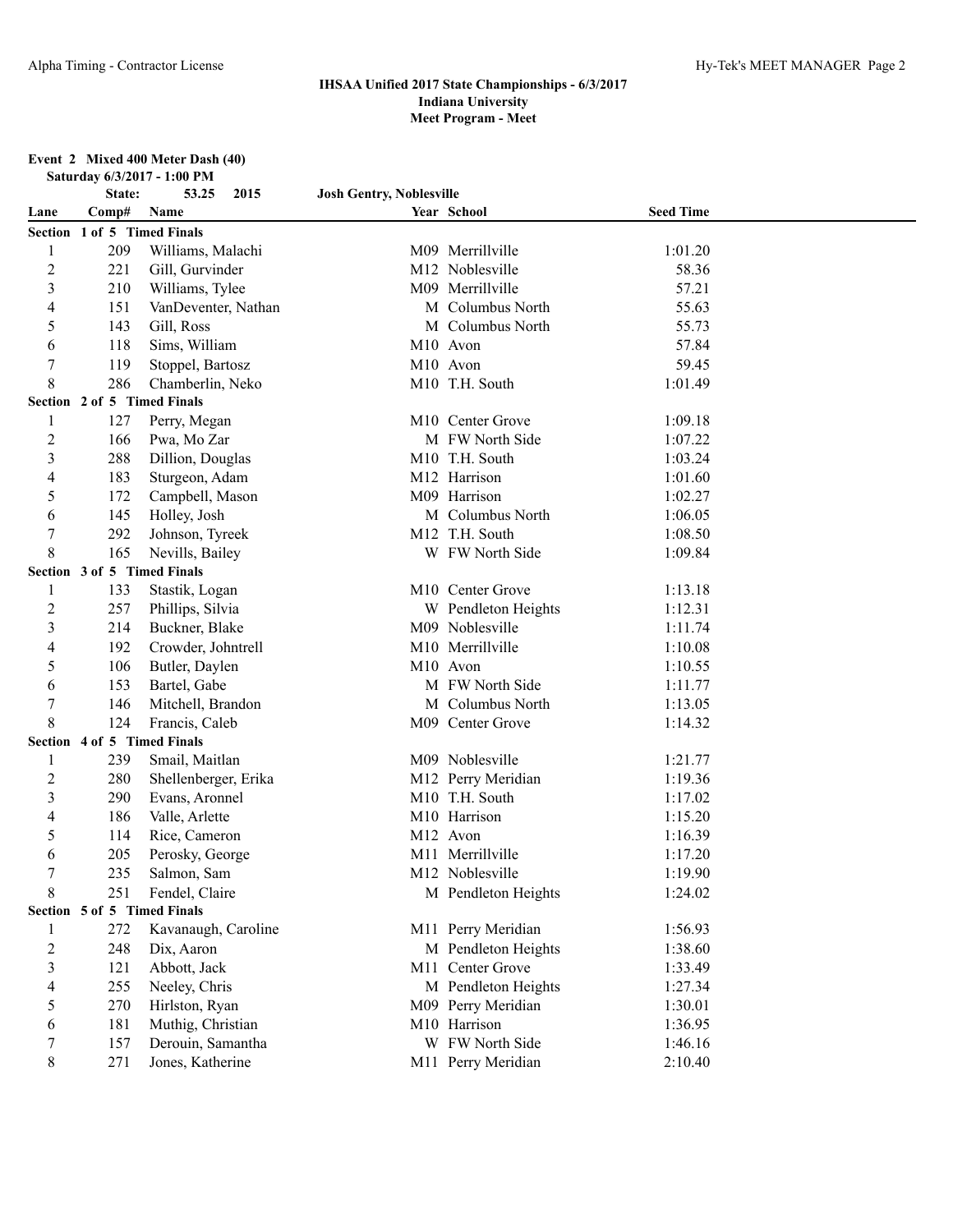# IHSAA Unified 2017 State Championships - 6/3/2017
## Indiana University
## Meet Program - Meet

**Event 2 Mixed 400 Meter Dash (40)**
**Saturday 6/3/2017 - 1:00 PM**

State: 53.25 2015 Josh Gentry, Noblesville

| Lane | Comp# | Name | Year | School | Seed Time |
|---|---|---|---|---|---|
| **Section 1 of 5 Timed Finals** | | | | | |
| 1 | 209 | Williams, Malachi | M09 | Merrillville | 1:01.20 |
| 2 | 221 | Gill, Gurvinder | M12 | Noblesville | 58.36 |
| 3 | 210 | Williams, Tylee | M09 | Merrillville | 57.21 |
| 4 | 151 | VanDeventer, Nathan | M | Columbus North | 55.63 |
| 5 | 143 | Gill, Ross | M | Columbus North | 55.73 |
| 6 | 118 | Sims, William | M10 | Avon | 57.84 |
| 7 | 119 | Stoppel, Bartosz | M10 | Avon | 59.45 |
| 8 | 286 | Chamberlin, Neko | M10 | T.H. South | 1:01.49 |
| **Section 2 of 5 Timed Finals** | | | | | |
| 1 | 127 | Perry, Megan | M10 | Center Grove | 1:09.18 |
| 2 | 166 | Pwa, Mo Zar | M | FW North Side | 1:07.22 |
| 3 | 288 | Dillion, Douglas | M10 | T.H. South | 1:03.24 |
| 4 | 183 | Sturgeon, Adam | M12 | Harrison | 1:01.60 |
| 5 | 172 | Campbell, Mason | M09 | Harrison | 1:02.27 |
| 6 | 145 | Holley, Josh | M | Columbus North | 1:06.05 |
| 7 | 292 | Johnson, Tyreek | M12 | T.H. South | 1:08.50 |
| 8 | 165 | Nevills, Bailey | W | FW North Side | 1:09.84 |
| **Section 3 of 5 Timed Finals** | | | | | |
| 1 | 133 | Stastik, Logan | M10 | Center Grove | 1:13.18 |
| 2 | 257 | Phillips, Silvia | W | Pendleton Heights | 1:12.31 |
| 3 | 214 | Buckner, Blake | M09 | Noblesville | 1:11.74 |
| 4 | 192 | Crowder, Johntrell | M10 | Merrillville | 1:10.08 |
| 5 | 106 | Butler, Daylen | M10 | Avon | 1:10.55 |
| 6 | 153 | Bartel, Gabe | M | FW North Side | 1:11.77 |
| 7 | 146 | Mitchell, Brandon | M | Columbus North | 1:13.05 |
| 8 | 124 | Francis, Caleb | M09 | Center Grove | 1:14.32 |
| **Section 4 of 5 Timed Finals** | | | | | |
| 1 | 239 | Smail, Maitlan | M09 | Noblesville | 1:21.77 |
| 2 | 280 | Shellenberger, Erika | M12 | Perry Meridian | 1:19.36 |
| 3 | 290 | Evans, Aronnel | M10 | T.H. South | 1:17.02 |
| 4 | 186 | Valle, Arlette | M10 | Harrison | 1:15.20 |
| 5 | 114 | Rice, Cameron | M12 | Avon | 1:16.39 |
| 6 | 205 | Perosky, George | M11 | Merrillville | 1:17.20 |
| 7 | 235 | Salmon, Sam | M12 | Noblesville | 1:19.90 |
| 8 | 251 | Fendel, Claire | M | Pendleton Heights | 1:24.02 |
| **Section 5 of 5 Timed Finals** | | | | | |
| 1 | 272 | Kavanaugh, Caroline | M11 | Perry Meridian | 1:56.93 |
| 2 | 248 | Dix, Aaron | M | Pendleton Heights | 1:38.60 |
| 3 | 121 | Abbott, Jack | M11 | Center Grove | 1:33.49 |
| 4 | 255 | Neeley, Chris | M | Pendleton Heights | 1:27.34 |
| 5 | 270 | Hirlston, Ryan | M09 | Perry Meridian | 1:30.01 |
| 6 | 181 | Muthig, Christian | M10 | Harrison | 1:36.95 |
| 7 | 157 | Derouin, Samantha | W | FW North Side | 1:46.16 |
| 8 | 271 | Jones, Katherine | M11 | Perry Meridian | 2:10.40 |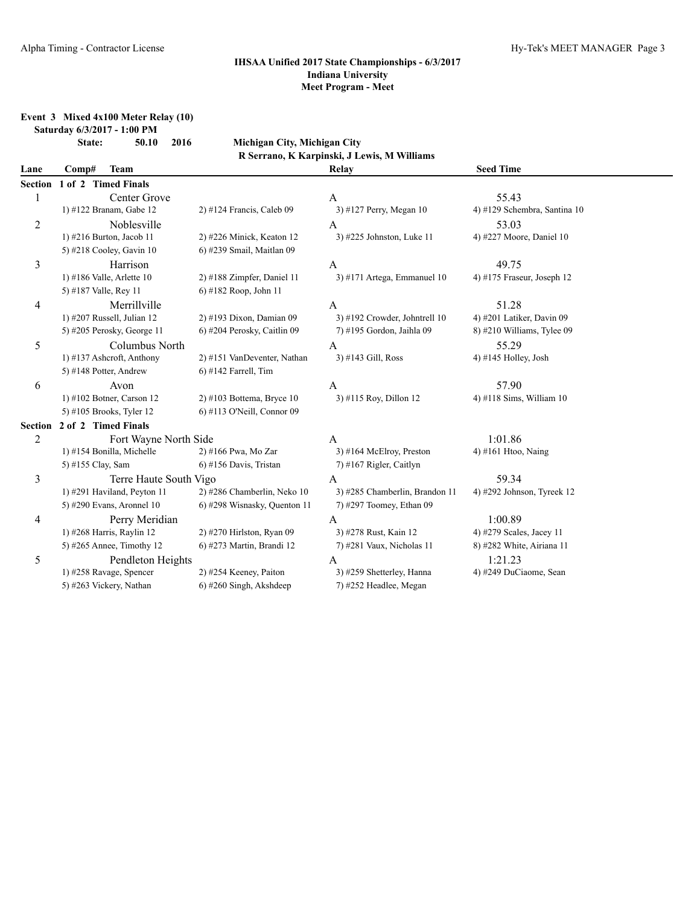### IHSAA Unified 2017 State Championships - 6/3/2017
### Indiana University
### Meet Program - Meet

**Event 3 Mixed 4x100 Meter Relay (10)**

**Saturday 6/3/2017 - 1:00 PM**

**State: 50.10 2016 Michigan City, Michigan City**
**R Serrano, K Karpinski, J Lewis, M Williams**

| Lane | Comp# Team | | Relay | Seed Time |
|---|---|---|---|---|
| **Section 1 of 2 Timed Finals** | | | | |
| 1 | Center Grove | | A | 55.43 |
| | 1) #122 Branam, Gabe 12 | 2) #124 Francis, Caleb 09 | 3) #127 Perry, Megan 10 | 4) #129 Schembra, Santina 10 |
| 2 | Noblesville | | A | 53.03 |
| | 1) #216 Burton, Jacob 11 | 2) #226 Minick, Keaton 12 | 3) #225 Johnston, Luke 11 | 4) #227 Moore, Daniel 10 |
| | 5) #218 Cooley, Gavin 10 | 6) #239 Smail, Maitlan 09 | | |
| 3 | Harrison | | A | 49.75 |
| | 1) #186 Valle, Arlette 10 | 2) #188 Zimpfer, Daniel 11 | 3) #171 Artega, Emmanuel 10 | 4) #175 Fraseur, Joseph 12 |
| | 5) #187 Valle, Rey 11 | 6) #182 Roop, John 11 | | |
| 4 | Merrillville | | A | 51.28 |
| | 1) #207 Russell, Julian 12 | 2) #193 Dixon, Damian 09 | 3) #192 Crowder, Johntrell 10 | 4) #201 Latiker, Davin 09 |
| | 5) #205 Perosky, George 11 | 6) #204 Perosky, Caitlin 09 | 7) #195 Gordon, Jaihla 09 | 8) #210 Williams, Tylee 09 |
| 5 | Columbus North | | A | 55.29 |
| | 1) #137 Ashcroft, Anthony | 2) #151 VanDeventer, Nathan | 3) #143 Gill, Ross | 4) #145 Holley, Josh |
| | 5) #148 Potter, Andrew | 6) #142 Farrell, Tim | | |
| 6 | Avon | | A | 57.90 |
| | 1) #102 Botner, Carson 12 | 2) #103 Bottema, Bryce 10 | 3) #115 Roy, Dillon 12 | 4) #118 Sims, William 10 |
| | 5) #105 Brooks, Tyler 12 | 6) #113 O'Neill, Connor 09 | | |
| **Section 2 of 2 Timed Finals** | | | | |
| 2 | Fort Wayne North Side | | A | 1:01.86 |
| | 1) #154 Bonilla, Michelle | 2) #166 Pwa, Mo Zar | 3) #164 McElroy, Preston | 4) #161 Htoo, Naing |
| | 5) #155 Clay, Sam | 6) #156 Davis, Tristan | 7) #167 Rigler, Caitlyn | |
| 3 | Terre Haute South Vigo | | A | 59.34 |
| | 1) #291 Haviland, Peyton 11 | 2) #286 Chamberlin, Neko 10 | 3) #285 Chamberlin, Brandon 11 | 4) #292 Johnson, Tyreek 12 |
| | 5) #290 Evans, Aronnel 10 | 6) #298 Wisnasky, Quenton 11 | 7) #297 Toomey, Ethan 09 | |
| 4 | Perry Meridian | | A | 1:00.89 |
| | 1) #268 Harris, Raylin 12 | 2) #270 Hirlston, Ryan 09 | 3) #278 Rust, Kain 12 | 4) #279 Scales, Jacey 11 |
| | 5) #265 Annee, Timothy 12 | 6) #273 Martin, Brandi 12 | 7) #281 Vaux, Nicholas 11 | 8) #282 White, Airiana 11 |
| 5 | Pendleton Heights | | A | 1:21.23 |
| | 1) #258 Ravage, Spencer | 2) #254 Keeney, Paiton | 3) #259 Shetterley, Hanna | 4) #249 DuCiaome, Sean |
| | 5) #263 Vickery, Nathan | 6) #260 Singh, Akshdeep | 7) #252 Headlee, Megan | |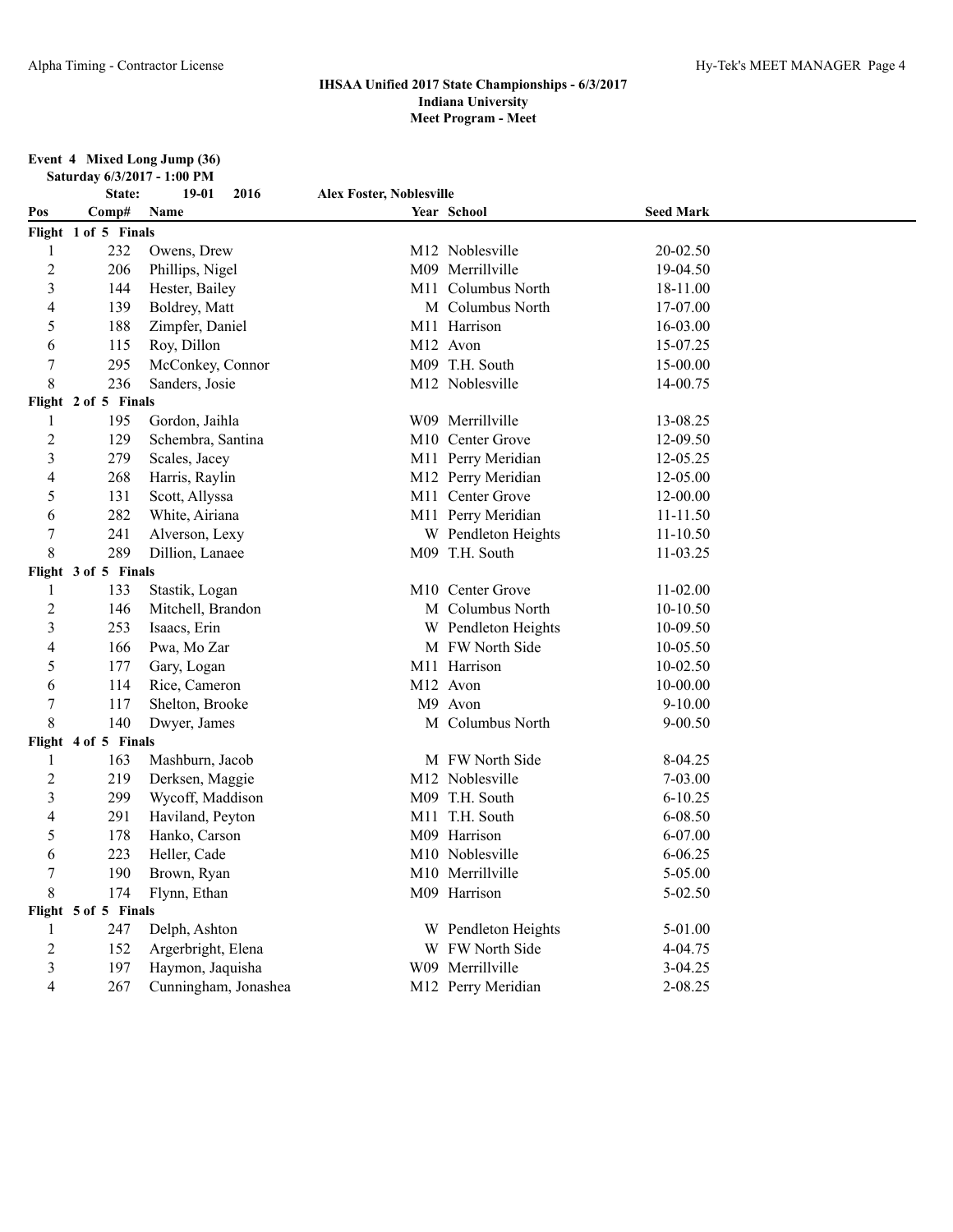**IHSAA Unified 2017 State Championships - 6/3/2017**
**Indiana University**
**Meet Program - Meet**

**Event 4 Mixed Long Jump (36)**
**Saturday 6/3/2017 - 1:00 PM**

**State: 19-01 2016 Alex Foster, Noblesville**

| Pos | Comp# | Name | Year | School | Seed Mark |
|---|---|---|---|---|---|
| **Flight 1 of 5 Finals** | | | | | |
| 1 | 232 | Owens, Drew | M12 | Noblesville | 20-02.50 |
| 2 | 206 | Phillips, Nigel | M09 | Merrillville | 19-04.50 |
| 3 | 144 | Hester, Bailey | M11 | Columbus North | 18-11.00 |
| 4 | 139 | Boldrey, Matt | M | Columbus North | 17-07.00 |
| 5 | 188 | Zimpfer, Daniel | M11 | Harrison | 16-03.00 |
| 6 | 115 | Roy, Dillon | M12 | Avon | 15-07.25 |
| 7 | 295 | McConkey, Connor | M09 | T.H. South | 15-00.00 |
| 8 | 236 | Sanders, Josie | M12 | Noblesville | 14-00.75 |
| **Flight 2 of 5 Finals** | | | | | |
| 1 | 195 | Gordon, Jaihla | W09 | Merrillville | 13-08.25 |
| 2 | 129 | Schembra, Santina | M10 | Center Grove | 12-09.50 |
| 3 | 279 | Scales, Jacey | M11 | Perry Meridian | 12-05.25 |
| 4 | 268 | Harris, Raylin | M12 | Perry Meridian | 12-05.00 |
| 5 | 131 | Scott, Allyssa | M11 | Center Grove | 12-00.00 |
| 6 | 282 | White, Airiana | M11 | Perry Meridian | 11-11.50 |
| 7 | 241 | Alverson, Lexy | W | Pendleton Heights | 11-10.50 |
| 8 | 289 | Dillion, Lanaee | M09 | T.H. South | 11-03.25 |
| **Flight 3 of 5 Finals** | | | | | |
| 1 | 133 | Stastik, Logan | M10 | Center Grove | 11-02.00 |
| 2 | 146 | Mitchell, Brandon | M | Columbus North | 10-10.50 |
| 3 | 253 | Isaacs, Erin | W | Pendleton Heights | 10-09.50 |
| 4 | 166 | Pwa, Mo Zar | M | FW North Side | 10-05.50 |
| 5 | 177 | Gary, Logan | M11 | Harrison | 10-02.50 |
| 6 | 114 | Rice, Cameron | M12 | Avon | 10-00.00 |
| 7 | 117 | Shelton, Brooke | M9 | Avon | 9-10.00 |
| 8 | 140 | Dwyer, James | M | Columbus North | 9-00.50 |
| **Flight 4 of 5 Finals** | | | | | |
| 1 | 163 | Mashburn, Jacob | M | FW North Side | 8-04.25 |
| 2 | 219 | Derksen, Maggie | M12 | Noblesville | 7-03.00 |
| 3 | 299 | Wycoff, Maddison | M09 | T.H. South | 6-10.25 |
| 4 | 291 | Haviland, Peyton | M11 | T.H. South | 6-08.50 |
| 5 | 178 | Hanko, Carson | M09 | Harrison | 6-07.00 |
| 6 | 223 | Heller, Cade | M10 | Noblesville | 6-06.25 |
| 7 | 190 | Brown, Ryan | M10 | Merrillville | 5-05.00 |
| 8 | 174 | Flynn, Ethan | M09 | Harrison | 5-02.50 |
| **Flight 5 of 5 Finals** | | | | | |
| 1 | 247 | Delph, Ashton | W | Pendleton Heights | 5-01.00 |
| 2 | 152 | Argerbright, Elena | W | FW North Side | 4-04.75 |
| 3 | 197 | Haymon, Jaquisha | W09 | Merrillville | 3-04.25 |
| 4 | 267 | Cunningham, Jonashea | M12 | Perry Meridian | 2-08.25 |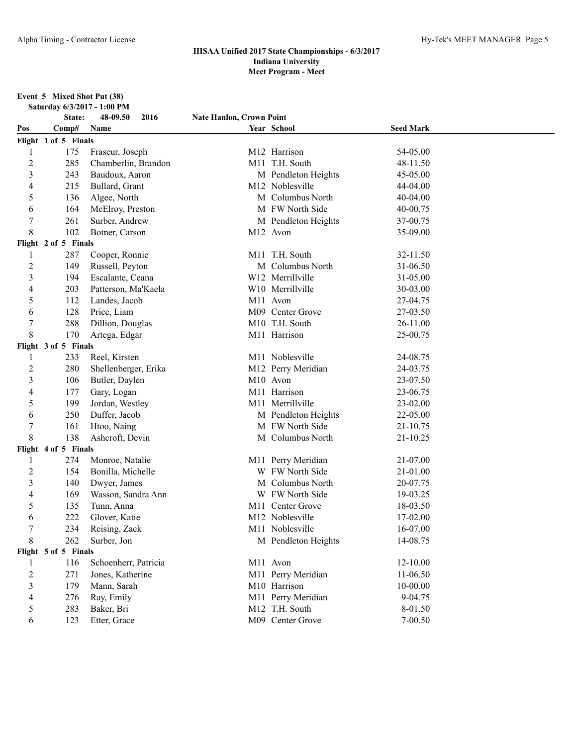## IHSAA Unified 2017 State Championships - 6/3/2017
## Indiana University
## Meet Program - Meet

**Event 5 Mixed Shot Put (38)**

**Saturday 6/3/2017 - 1:00 PM**

**State: 48-09.50 2016 Nate Hanlon, Crown Point**

| Pos | Comp# | Name | Year | School | Seed Mark |
|---|---|---|---|---|---|
| **Flight 1 of 5 Finals** | | | | | |
| 1 | 175 | Fraseur, Joseph | M12 | Harrison | 54-05.00 |
| 2 | 285 | Chamberlin, Brandon | M11 | T.H. South | 48-11.50 |
| 3 | 243 | Baudoux, Aaron | M | Pendleton Heights | 45-05.00 |
| 4 | 215 | Bullard, Grant | M12 | Noblesville | 44-04.00 |
| 5 | 136 | Algee, North | M | Columbus North | 40-04.00 |
| 6 | 164 | McElroy, Preston | M | FW North Side | 40-00.75 |
| 7 | 261 | Surber, Andrew | M | Pendleton Heights | 37-00.75 |
| 8 | 102 | Botner, Carson | M12 | Avon | 35-09.00 |
| **Flight 2 of 5 Finals** | | | | | |
| 1 | 287 | Cooper, Ronnie | M11 | T.H. South | 32-11.50 |
| 2 | 149 | Russell, Peyton | M | Columbus North | 31-06.50 |
| 3 | 194 | Escalante, Ceana | W12 | Merrillville | 31-05.00 |
| 4 | 203 | Patterson, Ma'Kaela | W10 | Merrillville | 30-03.00 |
| 5 | 112 | Landes, Jacob | M11 | Avon | 27-04.75 |
| 6 | 128 | Price, Liam | M09 | Center Grove | 27-03.50 |
| 7 | 288 | Dillion, Douglas | M10 | T.H. South | 26-11.00 |
| 8 | 170 | Artega, Edgar | M11 | Harrison | 25-00.75 |
| **Flight 3 of 5 Finals** | | | | | |
| 1 | 233 | Reel, Kirsten | M11 | Noblesville | 24-08.75 |
| 2 | 280 | Shellenberger, Erika | M12 | Perry Meridian | 24-03.75 |
| 3 | 106 | Butler, Daylen | M10 | Avon | 23-07.50 |
| 4 | 177 | Gary, Logan | M11 | Harrison | 23-06.75 |
| 5 | 199 | Jordan, Westley | M11 | Merrillville | 23-02.00 |
| 6 | 250 | Duffer, Jacob | M | Pendleton Heights | 22-05.00 |
| 7 | 161 | Htoo, Naing | M | FW North Side | 21-10.75 |
| 8 | 138 | Ashcroft, Devin | M | Columbus North | 21-10.25 |
| **Flight 4 of 5 Finals** | | | | | |
| 1 | 274 | Monroe, Natalie | M11 | Perry Meridian | 21-07.00 |
| 2 | 154 | Bonilla, Michelle | W | FW North Side | 21-01.00 |
| 3 | 140 | Dwyer, James | M | Columbus North | 20-07.75 |
| 4 | 169 | Wasson, Sandra Ann | W | FW North Side | 19-03.25 |
| 5 | 135 | Tunn, Anna | M11 | Center Grove | 18-03.50 |
| 6 | 222 | Glover, Katie | M12 | Noblesville | 17-02.00 |
| 7 | 234 | Reising, Zack | M11 | Noblesville | 16-07.00 |
| 8 | 262 | Surber, Jon | M | Pendleton Heights | 14-08.75 |
| **Flight 5 of 5 Finals** | | | | | |
| 1 | 116 | Schoenherr, Patricia | M11 | Avon | 12-10.00 |
| 2 | 271 | Jones, Katherine | M11 | Perry Meridian | 11-06.50 |
| 3 | 179 | Mann, Sarah | M10 | Harrison | 10-00.00 |
| 4 | 276 | Ray, Emily | M11 | Perry Meridian | 9-04.75 |
| 5 | 283 | Baker, Bri | M12 | T.H. South | 8-01.50 |
| 6 | 123 | Etter, Grace | M09 | Center Grove | 7-00.50 |